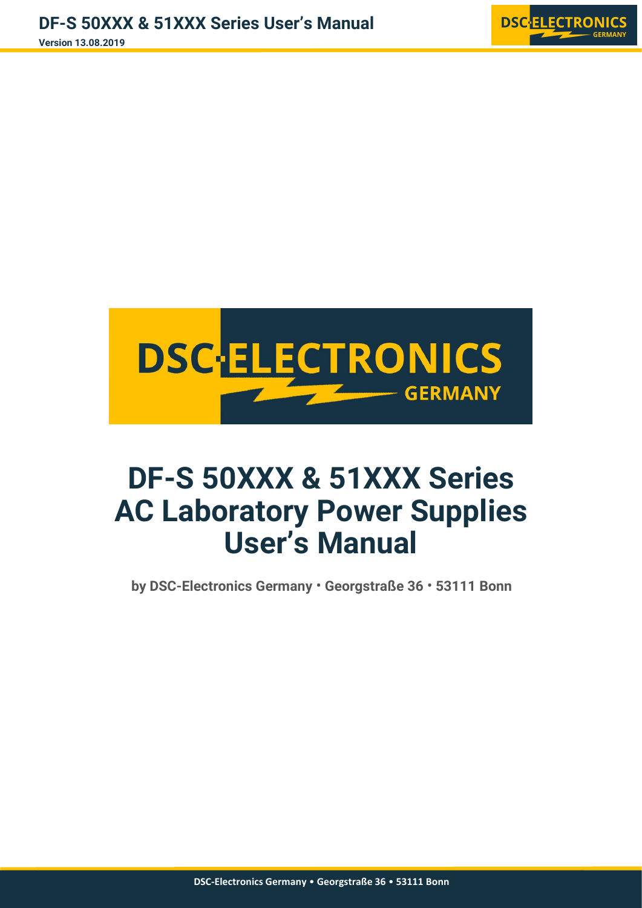# DF-S 50XXX & 51XXX Series AC Laboratory Power Supplies User's Manual

**by DSC-Electronics Germany • Georgstraße 36 • 53111 Bonn**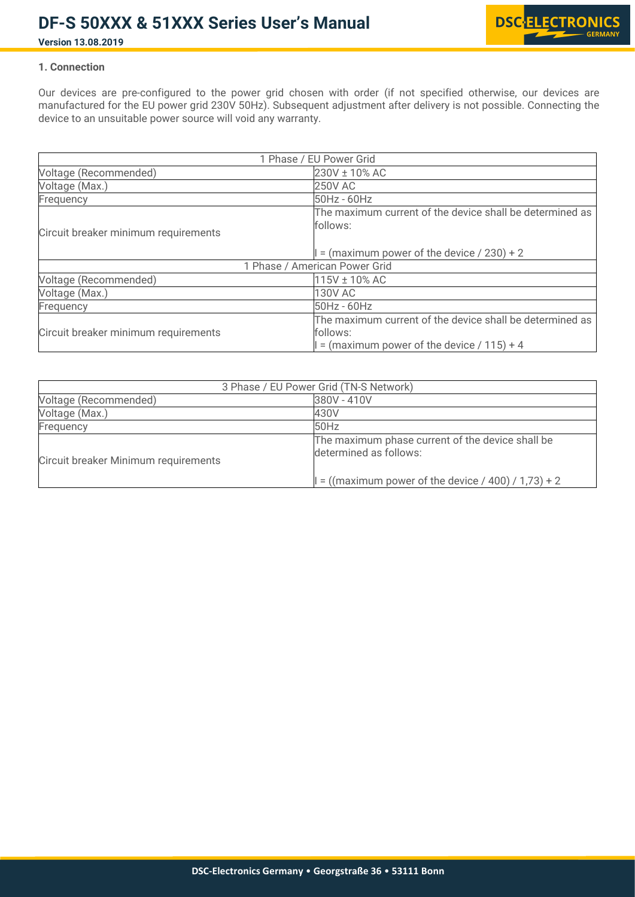## 1. Connection

Our devices are pre-configured to the power grid chosen with order (if not specified otherwise, our devices are manufactured for the EU power grid 230V 50Hz). Subsequent adjustment after delivery is not possible. Connecting the device to an unsuitable power source will void any warranty.

| 1 Phase / EU Power Grid | |
|---|---|
| Voltage (Recommended) | 230V ± 10% AC |
| Voltage (Max.) | 250V AC |
| Frequency | 50Hz - 60Hz |
| Circuit breaker minimum requirements | The maximum current of the device shall be determined as follows:<br><br>I = (maximum power of the device / 230) + 2 |
| 1 Phase / American Power Grid | |
| Voltage (Recommended) | 115V ± 10% AC |
| Voltage (Max.) | 130V AC |
| Frequency | 50Hz - 60Hz |
| Circuit breaker minimum requirements | The maximum current of the device shall be determined as follows:<br>I = (maximum power of the device / 115) + 4 |

| 3 Phase / EU Power Grid (TN-S Network) | |
|---|---|
| Voltage (Recommended) | 380V - 410V |
| Voltage (Max.) | 430V |
| Frequency | 50Hz |
| Circuit breaker Minimum requirements | The maximum phase current of the device shall be determined as follows:<br><br>I = ((maximum power of the device / 400) / 1,73) + 2 |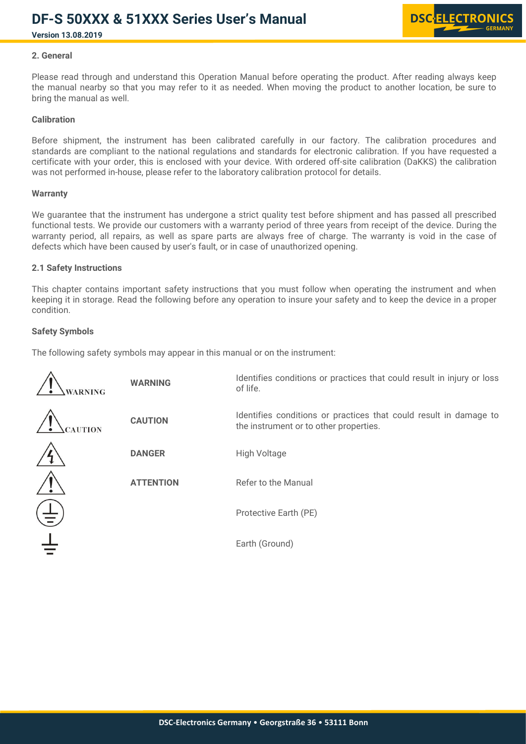## 2. General

Please read through and understand this Operation Manual before operating the product. After reading always keep the manual nearby so that you may refer to it as needed. When moving the product to another location, be sure to bring the manual as well.

### Calibration

Before shipment, the instrument has been calibrated carefully in our factory. The calibration procedures and standards are compliant to the national regulations and standards for electronic calibration. If you have requested a certificate with your order, this is enclosed with your device. With ordered off-site calibration (DaKKS) the calibration was not performed in-house, please refer to the laboratory calibration protocol for details.

### Warranty

We guarantee that the instrument has undergone a strict quality test before shipment and has passed all prescribed functional tests. We provide our customers with a warranty period of three years from receipt of the device. During the warranty period, all repairs, as well as spare parts are always free of charge. The warranty is void in the case of defects which have been caused by user's fault, or in case of unauthorized opening.

### 2.1 Safety Instructions

This chapter contains important safety instructions that you must follow when operating the instrument and when keeping it in storage. Read the following before any operation to insure your safety and to keep the device in a proper condition.

### Safety Symbols

The following safety symbols may appear in this manual or on the instrument:

| Symbol | | Description |
|---|---|---|
| WARNING | **WARNING** | Identifies conditions or practices that could result in injury or loss of life. |
| CAUTION | **CAUTION** | Identifies conditions or practices that could result in damage to the instrument or to other properties. |
| | **DANGER** | High Voltage |
| | **ATTENTION** | Refer to the Manual |
| | | Protective Earth (PE) |
| | | Earth (Ground) |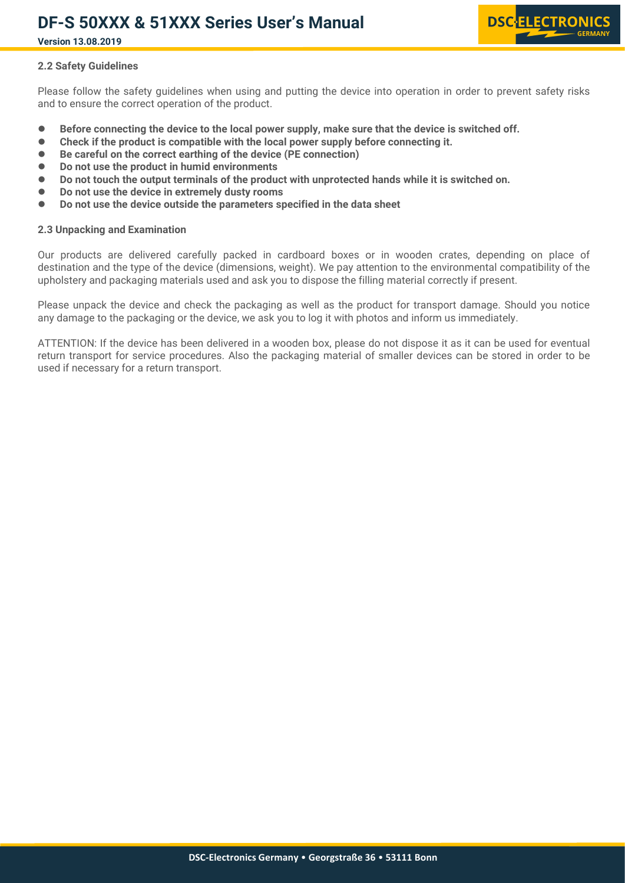### 2.2 Safety Guidelines

Please follow the safety guidelines when using and putting the device into operation in order to prevent safety risks and to ensure the correct operation of the product.

- **Before connecting the device to the local power supply, make sure that the device is switched off.**
- **Check if the product is compatible with the local power supply before connecting it.**
- **Be careful on the correct earthing of the device (PE connection)**
- **Do not use the product in humid environments**
- **Do not touch the output terminals of the product with unprotected hands while it is switched on.**
- **Do not use the device in extremely dusty rooms**
- **Do not use the device outside the parameters specified in the data sheet**

### 2.3 Unpacking and Examination

Our products are delivered carefully packed in cardboard boxes or in wooden crates, depending on place of destination and the type of the device (dimensions, weight). We pay attention to the environmental compatibility of the upholstery and packaging materials used and ask you to dispose the filling material correctly if present.

Please unpack the device and check the packaging as well as the product for transport damage. Should you notice any damage to the packaging or the device, we ask you to log it with photos and inform us immediately.

ATTENTION: If the device has been delivered in a wooden box, please do not dispose it as it can be used for eventual return transport for service procedures. Also the packaging material of smaller devices can be stored in order to be used if necessary for a return transport.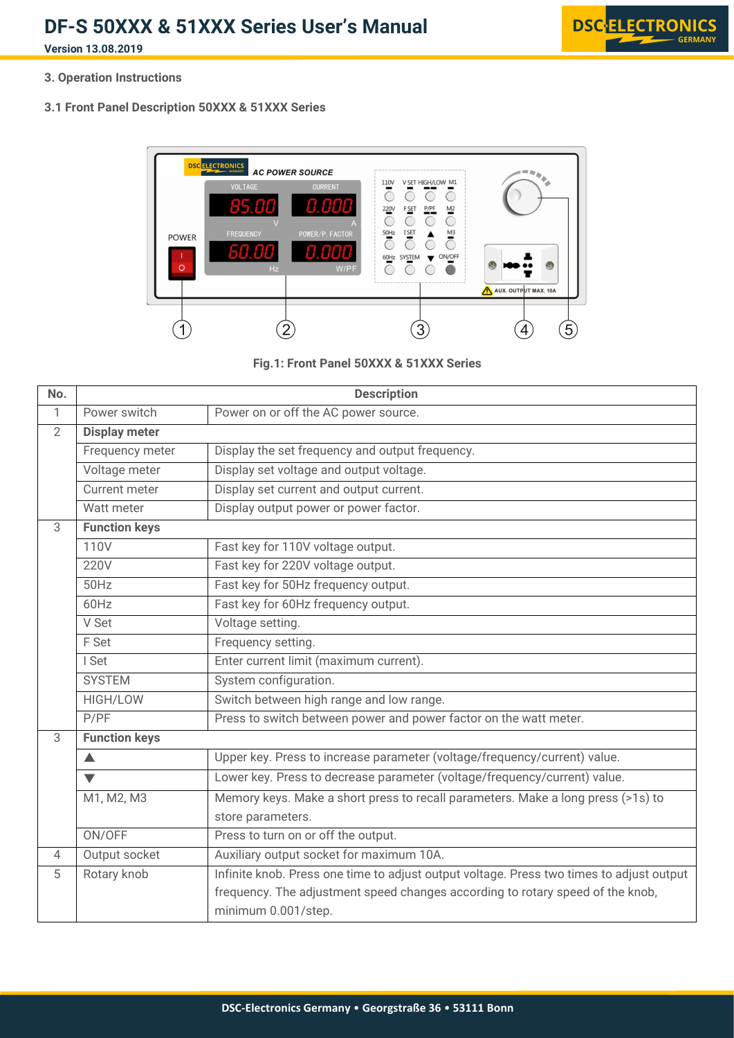### 3. Operation Instructions

#### 3.1 Front Panel Description 50XXX & 51XXX Series

Fig.1: Front Panel 50XXX & 51XXX Series

| No. | Description | |
|---|---|---|
| 1 | Power switch | Power on or off the AC power source. |
| 2 | **Display meter** | |
| | Frequency meter | Display the set frequency and output frequency. |
| | Voltage meter | Display set voltage and output voltage. |
| | Current meter | Display set current and output current. |
| | Watt meter | Display output power or power factor. |
| 3 | **Function keys** | |
| | 110V | Fast key for 110V voltage output. |
| | 220V | Fast key for 220V voltage output. |
| | 50Hz | Fast key for 50Hz frequency output. |
| | 60Hz | Fast key for 60Hz frequency output. |
| | V Set | Voltage setting. |
| | F Set | Frequency setting. |
| | I Set | Enter current limit (maximum current). |
| | SYSTEM | System configuration. |
| | HIGH/LOW | Switch between high range and low range. |
| | P/PF | Press to switch between power and power factor on the watt meter. |
| 3 | **Function keys** | |
| | ▲ | Upper key. Press to increase parameter (voltage/frequency/current) value. |
| | ▼ | Lower key. Press to decrease parameter (voltage/frequency/current) value. |
| | M1, M2, M3 | Memory keys. Make a short press to recall parameters. Make a long press (>1s) to store parameters. |
| | ON/OFF | Press to turn on or off the output. |
| 4 | Output socket | Auxiliary output socket for maximum 10A. |
| 5 | Rotary knob | Infinite knob. Press one time to adjust output voltage. Press two times to adjust output frequency. The adjustment speed changes according to rotary speed of the knob, minimum 0.001/step. |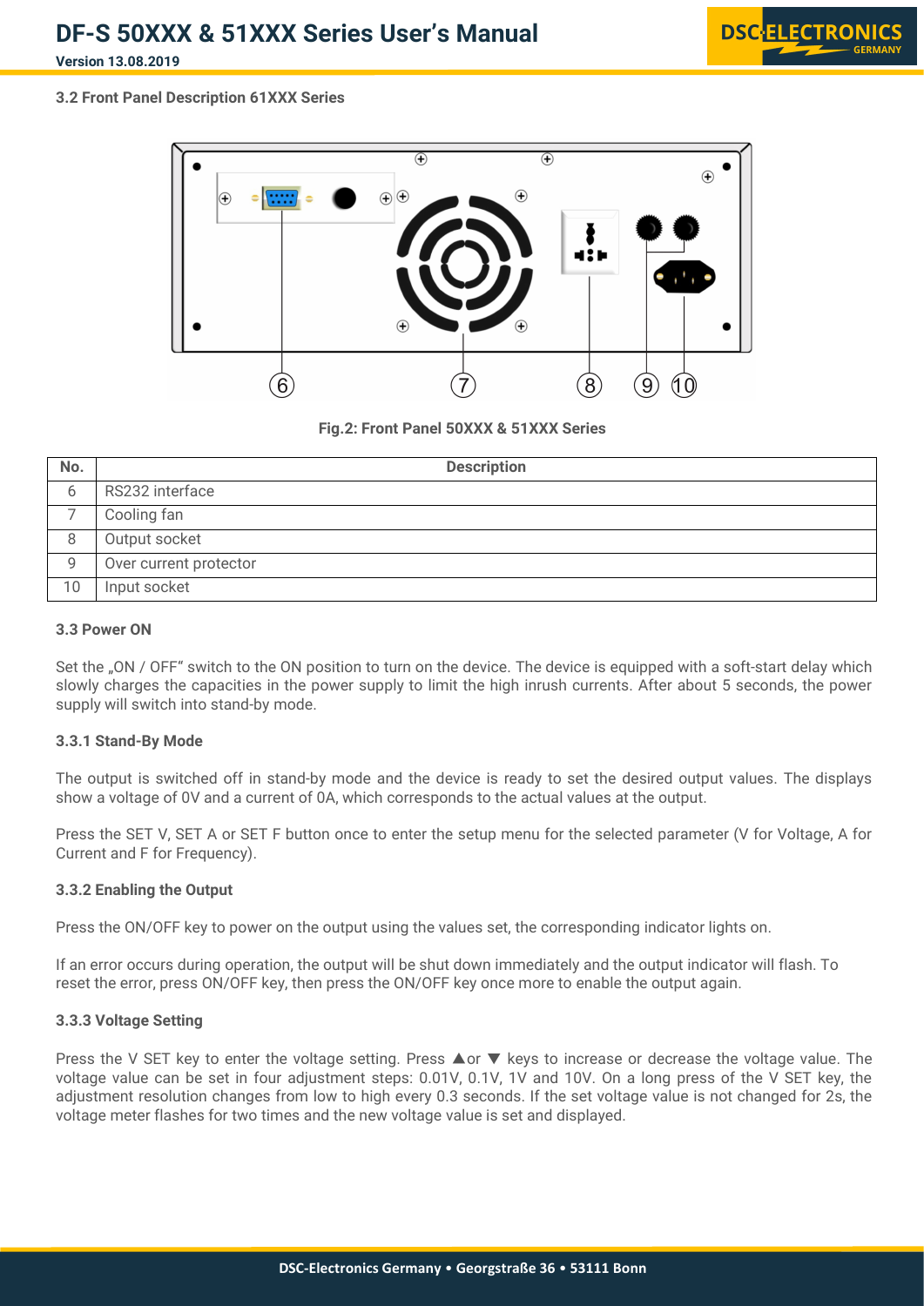### 3.2 Front Panel Description 61XXX Series

Fig.2: Front Panel 50XXX & 51XXX Series

| No. | Description |
|---|---|
| 6 | RS232 interface |
| 7 | Cooling fan |
| 8 | Output socket |
| 9 | Over current protector |
| 10 | Input socket |

### 3.3 Power ON

Set the „ON / OFF“ switch to the ON position to turn on the device. The device is equipped with a soft-start delay which slowly charges the capacities in the power supply to limit the high inrush currents. After about 5 seconds, the power supply will switch into stand-by mode.

#### 3.3.1 Stand-By Mode

The output is switched off in stand-by mode and the device is ready to set the desired output values. The displays show a voltage of 0V and a current of 0A, which corresponds to the actual values at the output.

Press the SET V, SET A or SET F button once to enter the setup menu for the selected parameter (V for Voltage, A for Current and F for Frequency).

#### 3.3.2 Enabling the Output

Press the ON/OFF key to power on the output using the values set, the corresponding indicator lights on.

If an error occurs during operation, the output will be shut down immediately and the output indicator will flash. To reset the error, press ON/OFF key, then press the ON/OFF key once more to enable the output again.

#### 3.3.3 Voltage Setting

Press the V SET key to enter the voltage setting. Press ▲or ▼ keys to increase or decrease the voltage value. The voltage value can be set in four adjustment steps: 0.01V, 0.1V, 1V and 10V. On a long press of the V SET key, the adjustment resolution changes from low to high every 0.3 seconds. If the set voltage value is not changed for 2s, the voltage meter flashes for two times and the new voltage value is set and displayed.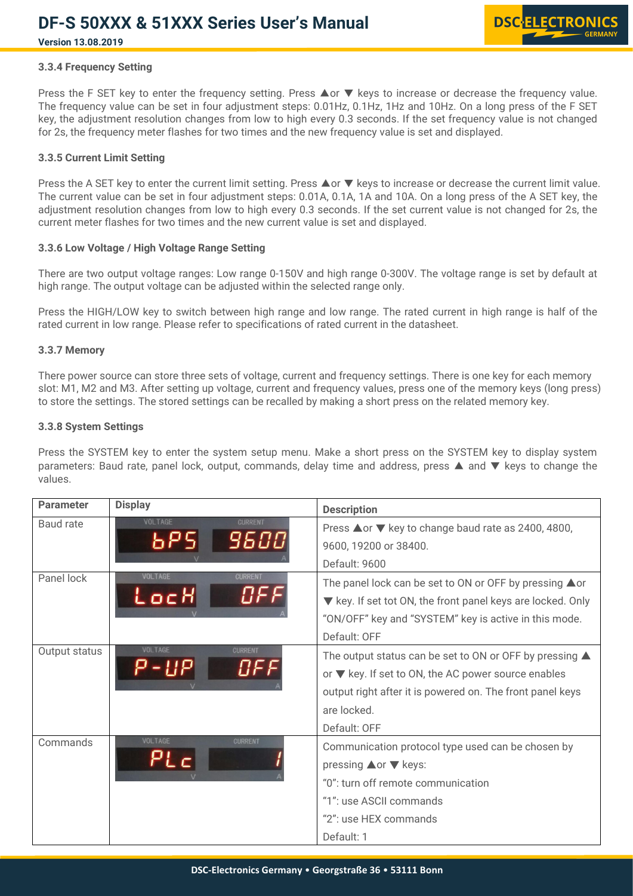### 3.3.4 Frequency Setting

Press the F SET key to enter the frequency setting. Press ▲or ▼ keys to increase or decrease the frequency value. The frequency value can be set in four adjustment steps: 0.01Hz, 0.1Hz, 1Hz and 10Hz. On a long press of the F SET key, the adjustment resolution changes from low to high every 0.3 seconds. If the set frequency value is not changed for 2s, the frequency meter flashes for two times and the new frequency value is set and displayed.

### 3.3.5 Current Limit Setting

Press the A SET key to enter the current limit setting. Press ▲or ▼ keys to increase or decrease the current limit value. The current value can be set in four adjustment steps: 0.01A, 0.1A, 1A and 10A. On a long press of the A SET key, the adjustment resolution changes from low to high every 0.3 seconds. If the set current value is not changed for 2s, the current meter flashes for two times and the new current value is set and displayed.

### 3.3.6 Low Voltage / High Voltage Range Setting

There are two output voltage ranges: Low range 0-150V and high range 0-300V. The voltage range is set by default at high range. The output voltage can be adjusted within the selected range only.

Press the HIGH/LOW key to switch between high range and low range. The rated current in high range is half of the rated current in low range. Please refer to specifications of rated current in the datasheet.

### 3.3.7 Memory

There power source can store three sets of voltage, current and frequency settings. There is one key for each memory slot: M1, M2 and M3. After setting up voltage, current and frequency values, press one of the memory keys (long press) to store the settings. The stored settings can be recalled by making a short press on the related memory key.

### 3.3.8 System Settings

Press the SYSTEM key to enter the system setup menu. Make a short press on the SYSTEM key to display system parameters: Baud rate, panel lock, output, commands, delay time and address, press ▲ and ▼ keys to change the values.

| Parameter | Display | Description |
|---|---|---|
| Baud rate | VOLTAGE: bPS / CURRENT: 9600 | Press ▲or ▼ key to change baud rate as 2400, 4800, 9600, 19200 or 38400.<br>Default: 9600 |
| Panel lock | VOLTAGE: LocH / CURRENT: OFF | The panel lock can be set to ON or OFF by pressing ▲or ▼ key. If set tot ON, the front panel keys are locked. Only "ON/OFF" key and "SYSTEM" key is active in this mode.<br>Default: OFF |
| Output status | VOLTAGE: P-UP / CURRENT: OFF | The output status can be set to ON or OFF by pressing ▲ or ▼ key. If set to ON, the AC power source enables output right after it is powered on. The front panel keys are locked.<br>Default: OFF |
| Commands | VOLTAGE: PLc / CURRENT: 1 | Communication protocol type used can be chosen by pressing ▲or ▼ keys:<br>"0": turn off remote communication<br>"1": use ASCII commands<br>"2": use HEX commands<br>Default: 1 |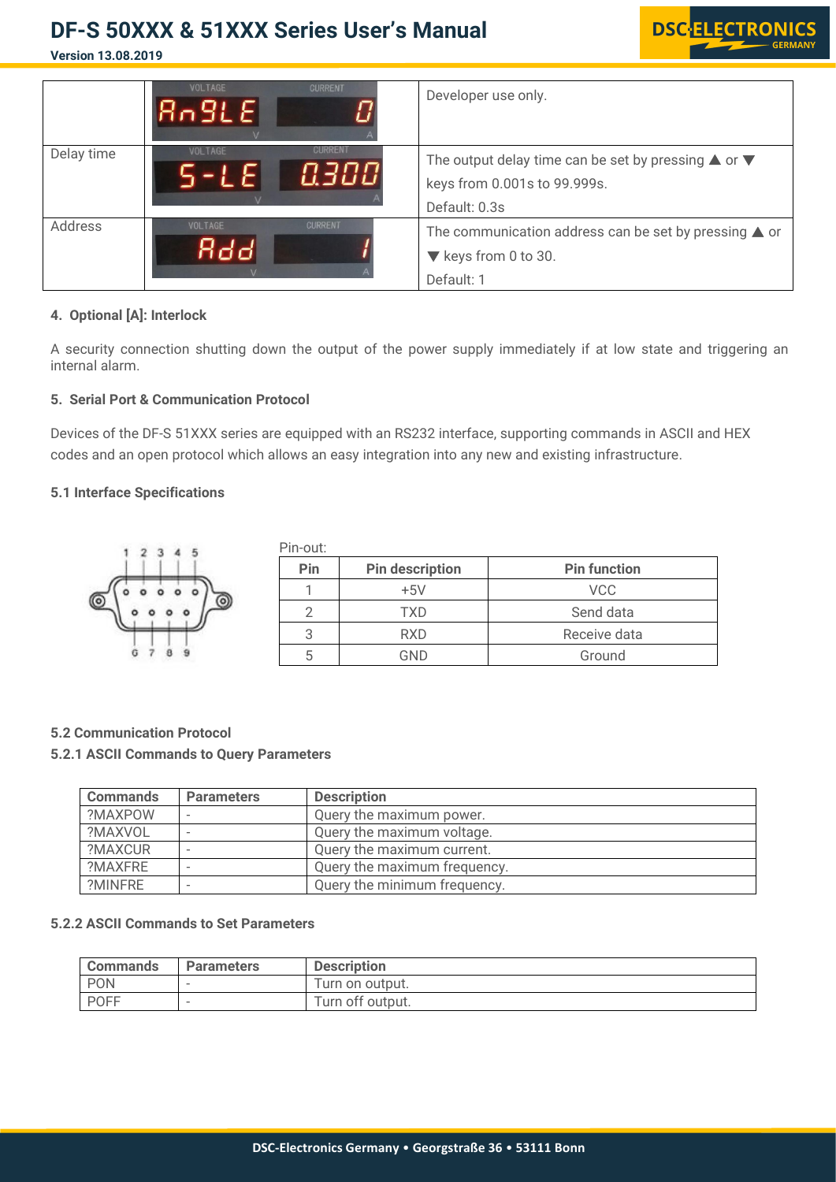| | | |
|---|---|---|
| | VOLTAGE AnGLE V / CURRENT 0 A | Developer use only. |
| Delay time | VOLTAGE S-LE V / CURRENT 0.300 A | The output delay time can be set by pressing ▲ or ▼ keys from 0.001s to 99.999s.<br>Default: 0.3s |
| Address | VOLTAGE Add V / CURRENT 1 A | The communication address can be set by pressing ▲ or ▼ keys from 0 to 30.<br>Default: 1 |

#### 4. Optional [A]: Interlock

A security connection shutting down the output of the power supply immediately if at low state and triggering an internal alarm.

#### 5. Serial Port & Communication Protocol

Devices of the DF-S 51XXX series are equipped with an RS232 interface, supporting commands in ASCII and HEX codes and an open protocol which allows an easy integration into any new and existing infrastructure.

#### 5.1 Interface Specifications

Pin-out:

| Pin | Pin description | Pin function |
|---|---|---|
| 1 | +5V | VCC |
| 2 | TXD | Send data |
| 3 | RXD | Receive data |
| 5 | GND | Ground |

#### 5.2 Communication Protocol

#### 5.2.1 ASCII Commands to Query Parameters

| Commands | Parameters | Description |
|---|---|---|
| ?MAXPOW | - | Query the maximum power. |
| ?MAXVOL | - | Query the maximum voltage. |
| ?MAXCUR | - | Query the maximum current. |
| ?MAXFRE | - | Query the maximum frequency. |
| ?MINFRE | - | Query the minimum frequency. |

#### 5.2.2 ASCII Commands to Set Parameters

| Commands | Parameters | Description |
|---|---|---|
| PON | - | Turn on output. |
| POFF | - | Turn off output. |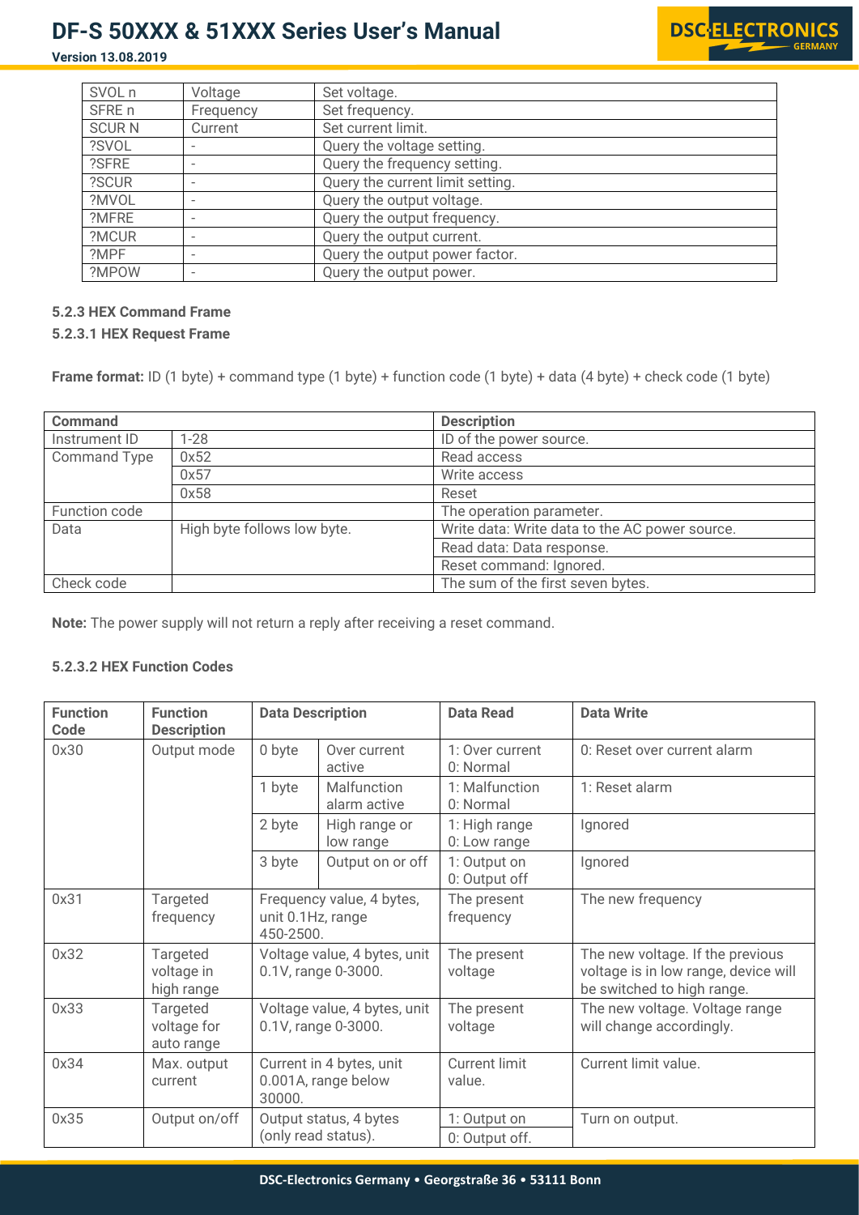| SVOL n | Voltage | Set voltage. |
|---|---|---|
| SFRE n | Frequency | Set frequency. |
| SCUR N | Current | Set current limit. |
| ?SVOL | - | Query the voltage setting. |
| ?SFRE | - | Query the frequency setting. |
| ?SCUR | - | Query the current limit setting. |
| ?MVOL | - | Query the output voltage. |
| ?MFRE | - | Query the output frequency. |
| ?MCUR | - | Query the output current. |
| ?MPF | - | Query the output power factor. |
| ?MPOW | - | Query the output power. |

### 5.2.3 HEX Command Frame

#### 5.2.3.1 HEX Request Frame

**Frame format:** ID (1 byte) + command type (1 byte) + function code (1 byte) + data (4 byte) + check code (1 byte)

| Command | | Description |
|---|---|---|
| Instrument ID | 1-28 | ID of the power source. |
| Command Type | 0x52 | Read access |
| | 0x57 | Write access |
| | 0x58 | Reset |
| Function code | | The operation parameter. |
| Data | High byte follows low byte. | Write data: Write data to the AC power source. |
| | | Read data: Data response. |
| | | Reset command: Ignored. |
| Check code | | The sum of the first seven bytes. |

**Note:** The power supply will not return a reply after receiving a reset command.

#### 5.2.3.2 HEX Function Codes

| Function Code | Function Description | Data Description | | Data Read | Data Write |
|---|---|---|---|---|---|
| 0x30 | Output mode | 0 byte | Over current active | 1: Over current<br>0: Normal | 0: Reset over current alarm |
| | | 1 byte | Malfunction alarm active | 1: Malfunction<br>0: Normal | 1: Reset alarm |
| | | 2 byte | High range or low range | 1: High range<br>0: Low range | Ignored |
| | | 3 byte | Output on or off | 1: Output on<br>0: Output off | Ignored |
| 0x31 | Targeted frequency | Frequency value, 4 bytes, unit 0.1Hz, range 450-2500. | | The present frequency | The new frequency |
| 0x32 | Targeted voltage in high range | Voltage value, 4 bytes, unit 0.1V, range 0-3000. | | The present voltage | The new voltage. If the previous voltage is in low range, device will be switched to high range. |
| 0x33 | Targeted voltage for auto range | Voltage value, 4 bytes, unit 0.1V, range 0-3000. | | The present voltage | The new voltage. Voltage range will change accordingly. |
| 0x34 | Max. output current | Current in 4 bytes, unit 0.001A, range below 30000. | | Current limit value. | Current limit value. |
| 0x35 | Output on/off | Output status, 4 bytes (only read status). | | 1: Output on<br>0: Output off. | Turn on output. |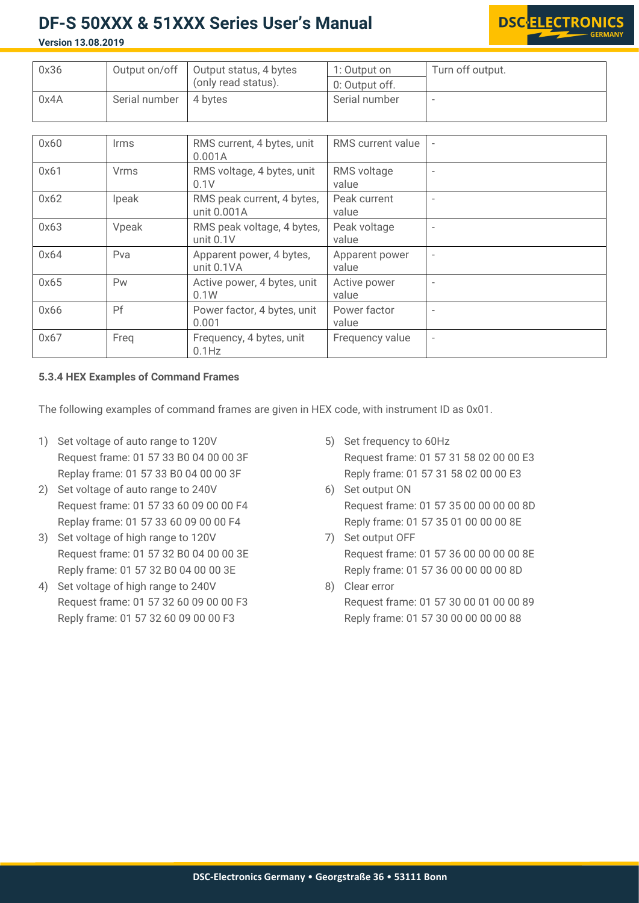| | | | | |
|---|---|---|---|---|
| 0x36 | Output on/off | Output status, 4 bytes (only read status). | 1: Output on<br>0: Output off. | Turn off output. |
| 0x4A | Serial number | 4 bytes | Serial number | - |

| | | | | |
|---|---|---|---|---|
| 0x60 | Irms | RMS current, 4 bytes, unit 0.001A | RMS current value | - |
| 0x61 | Vrms | RMS voltage, 4 bytes, unit 0.1V | RMS voltage value | - |
| 0x62 | Ipeak | RMS peak current, 4 bytes, unit 0.001A | Peak current value | - |
| 0x63 | Vpeak | RMS peak voltage, 4 bytes, unit 0.1V | Peak voltage value | - |
| 0x64 | Pva | Apparent power, 4 bytes, unit 0.1VA | Apparent power value | - |
| 0x65 | Pw | Active power, 4 bytes, unit 0.1W | Active power value | - |
| 0x66 | Pf | Power factor, 4 bytes, unit 0.001 | Power factor value | - |
| 0x67 | Freq | Frequency, 4 bytes, unit 0.1Hz | Frequency value | - |

#### 5.3.4 HEX Examples of Command Frames

The following examples of command frames are given in HEX code, with instrument ID as 0x01.

1) Set voltage of auto range to 120V
   Request frame: 01 57 33 B0 04 00 00 3F
   Replay frame: 01 57 33 B0 04 00 00 3F
2) Set voltage of auto range to 240V
   Request frame: 01 57 33 60 09 00 00 F4
   Replay frame: 01 57 33 60 09 00 00 F4
3) Set voltage of high range to 120V
   Request frame: 01 57 32 B0 04 00 00 3E
   Reply frame: 01 57 32 B0 04 00 00 3E
4) Set voltage of high range to 240V
   Request frame: 01 57 32 60 09 00 00 F3
   Reply frame: 01 57 32 60 09 00 00 F3
5) Set frequency to 60Hz
   Request frame: 01 57 31 58 02 00 00 E3
   Reply frame: 01 57 31 58 02 00 00 E3
6) Set output ON
   Request frame: 01 57 35 00 00 00 00 8D
   Reply frame: 01 57 35 01 00 00 00 8E
7) Set output OFF
   Request frame: 01 57 36 00 00 00 00 8E
   Reply frame: 01 57 36 00 00 00 00 8D
8) Clear error
   Request frame: 01 57 30 00 01 00 00 89
   Reply frame: 01 57 30 00 00 00 00 88